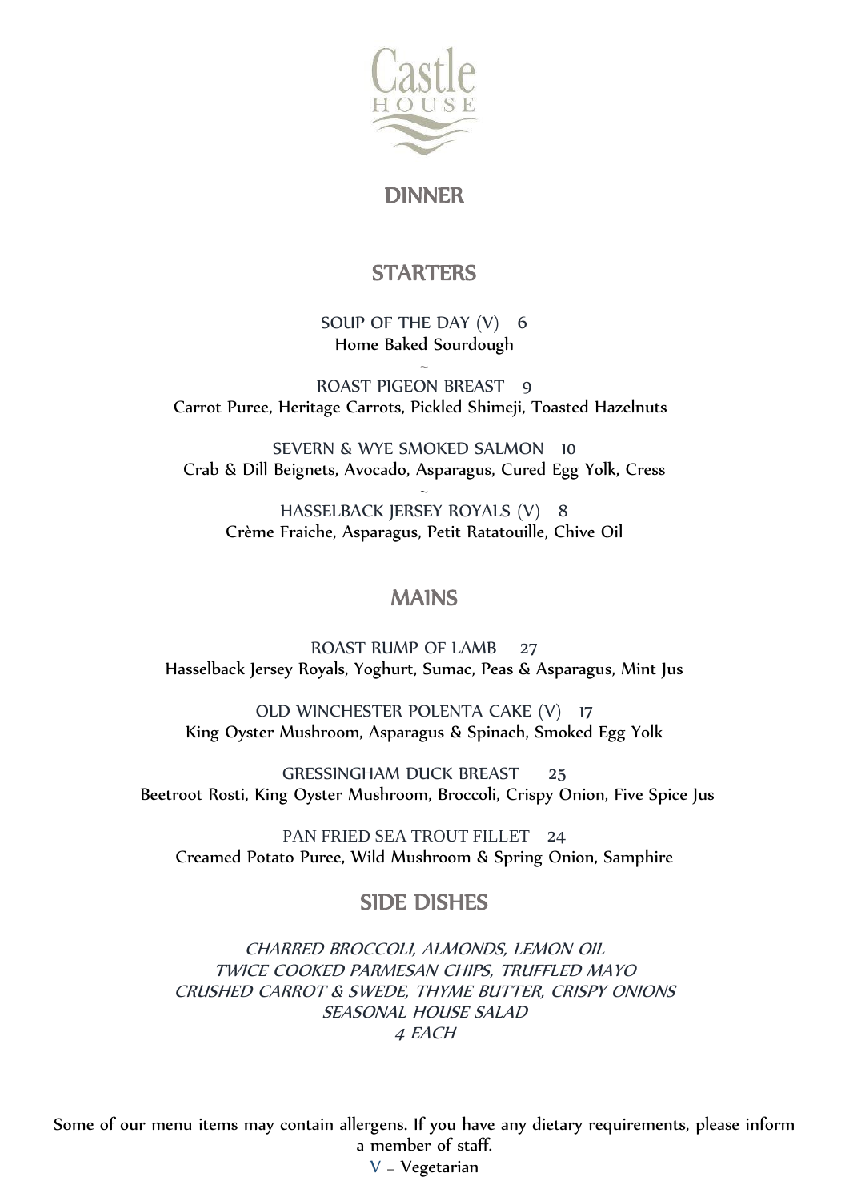# Castle HOUSE

## DINNER

## STARTERS

SOUP OF THE DAY (V) 6
Home Baked Sourdough

~

ROAST PIGEON BREAST 9
Carrot Puree, Heritage Carrots, Pickled Shimeji, Toasted Hazelnuts

SEVERN & WYE SMOKED SALMON 10
Crab & Dill Beignets, Avocado, Asparagus, Cured Egg Yolk, Cress

~

HASSELBACK JERSEY ROYALS (V) 8
Crème Fraiche, Asparagus, Petit Ratatouille, Chive Oil

## MAINS

ROAST RUMP OF LAMB 27
Hasselback Jersey Royals, Yoghurt, Sumac, Peas & Asparagus, Mint Jus

OLD WINCHESTER POLENTA CAKE (V) 17
King Oyster Mushroom, Asparagus & Spinach, Smoked Egg Yolk

GRESSINGHAM DUCK BREAST 25
Beetroot Rosti, King Oyster Mushroom, Broccoli, Crispy Onion, Five Spice Jus

PAN FRIED SEA TROUT FILLET 24
Creamed Potato Puree, Wild Mushroom & Spring Onion, Samphire

## SIDE DISHES

*CHARRED BROCCOLI, ALMONDS, LEMON OIL*
*TWICE COOKED PARMESAN CHIPS, TRUFFLED MAYO*
*CRUSHED CARROT & SWEDE, THYME BUTTER, CRISPY ONIONS*
*SEASONAL HOUSE SALAD*
*4 EACH*

Some of our menu items may contain allergens. If you have any dietary requirements, please inform a member of staff.

V = Vegetarian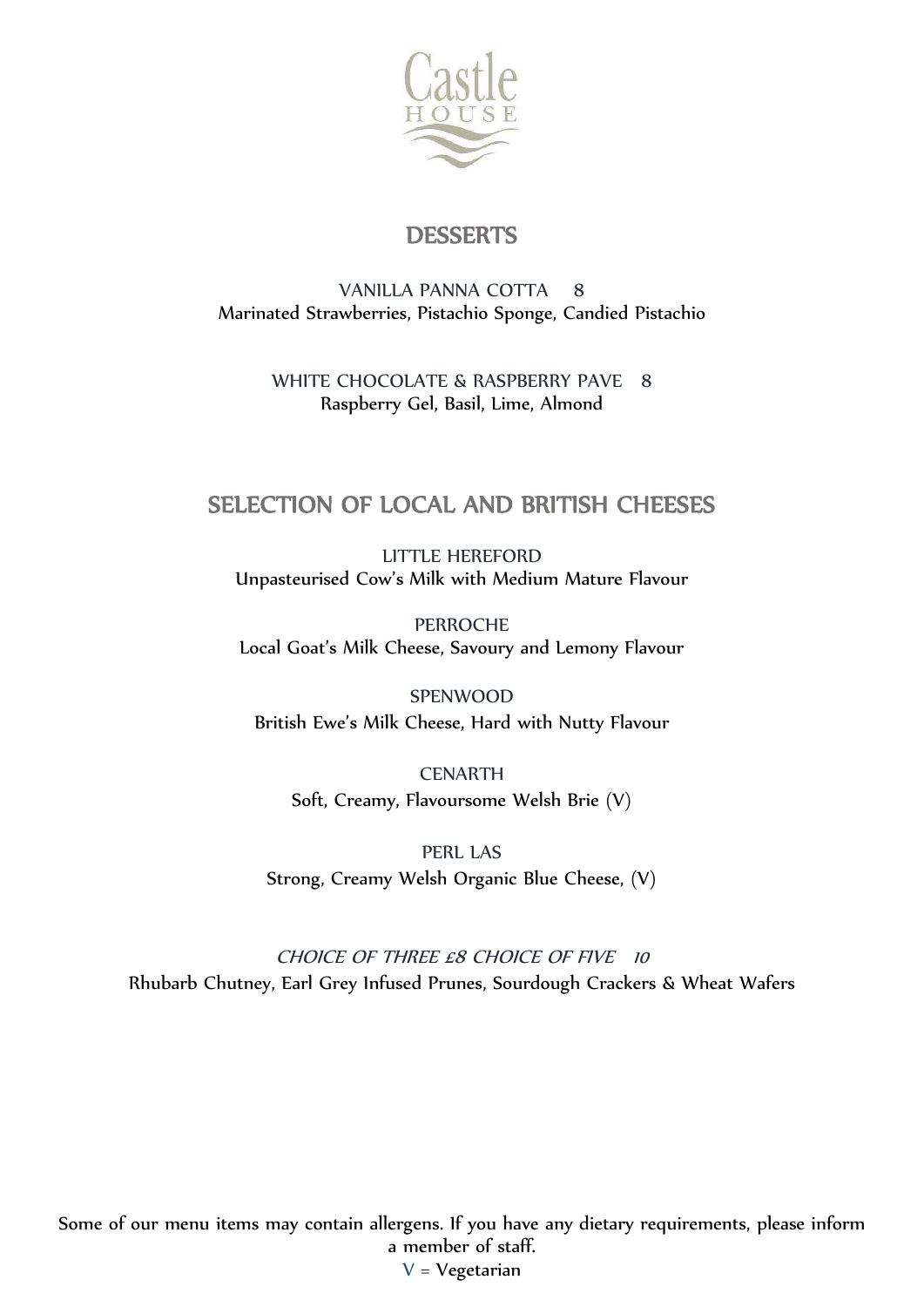Castle HOUSE

## DESSERTS

VANILLA PANNA COTTA 8
Marinated Strawberries, Pistachio Sponge, Candied Pistachio

WHITE CHOCOLATE & RASPBERRY PAVE 8
Raspberry Gel, Basil, Lime, Almond

## SELECTION OF LOCAL AND BRITISH CHEESES

LITTLE HEREFORD
Unpasteurised Cow's Milk with Medium Mature Flavour

PERROCHE
Local Goat's Milk Cheese, Savoury and Lemony Flavour

SPENWOOD
British Ewe's Milk Cheese, Hard with Nutty Flavour

CENARTH
Soft, Creamy, Flavoursome Welsh Brie (V)

PERL LAS
Strong, Creamy Welsh Organic Blue Cheese, (V)

*CHOICE OF THREE £8 CHOICE OF FIVE 10*
Rhubarb Chutney, Earl Grey Infused Prunes, Sourdough Crackers & Wheat Wafers

Some of our menu items may contain allergens. If you have any dietary requirements, please inform a member of staff.
V = Vegetarian